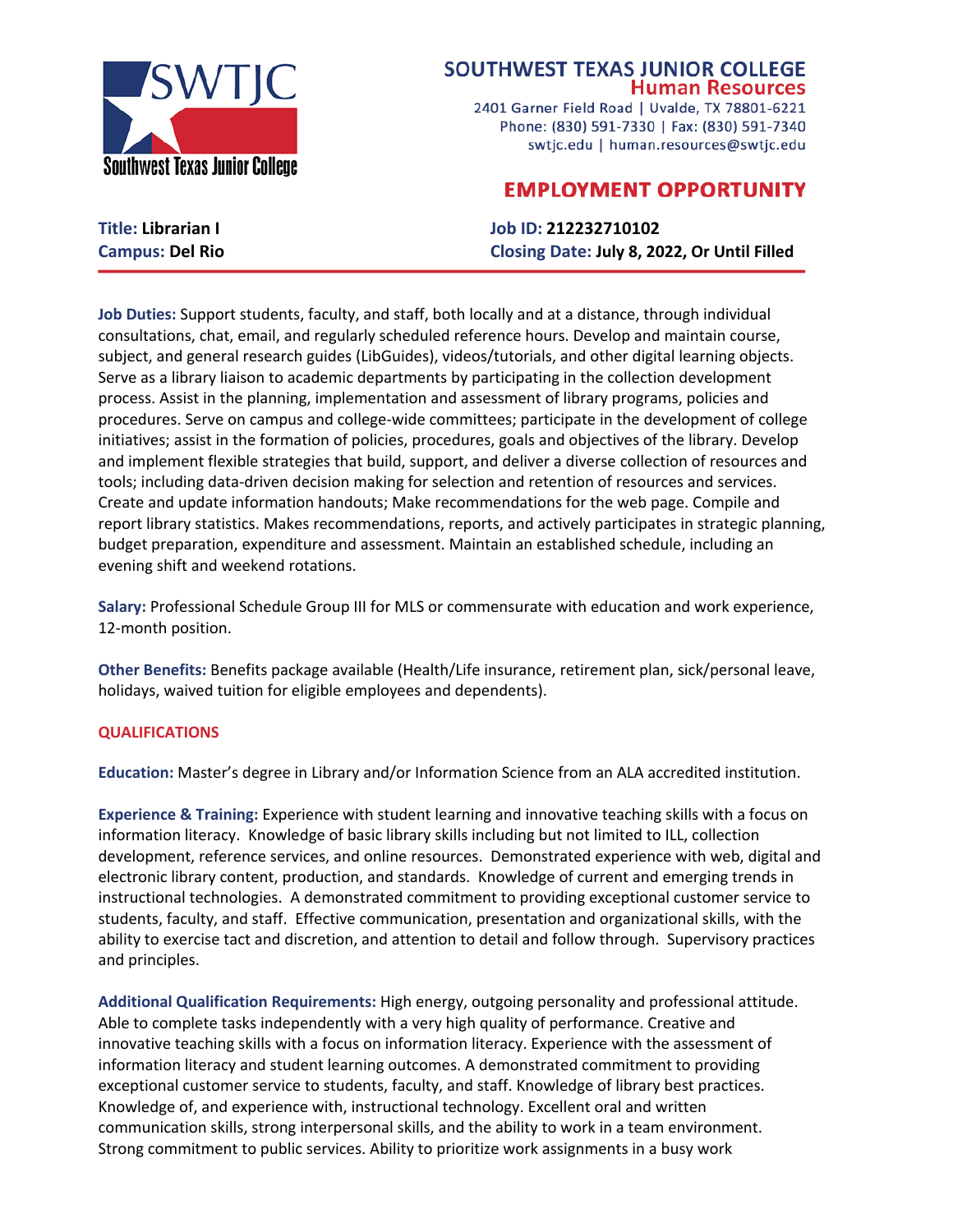# SOUTHWEST TEXAS JUNIOR COLLEGE

## Human Resources

2401 Garner Field Road | Uvalde, TX 78801-6221
Phone: (830) 591-7330 | Fax: (830) 591-7340
swtjc.edu | human.resources@swtjc.edu

## EMPLOYMENT OPPORTUNITY

**Title:** Librarian I
**Campus:** Del Rio
**Job ID:** 212232710102
**Closing Date:** July 8, 2022, Or Until Filled

**Job Duties:** Support students, faculty, and staff, both locally and at a distance, through individual consultations, chat, email, and regularly scheduled reference hours. Develop and maintain course, subject, and general research guides (LibGuides), videos/tutorials, and other digital learning objects. Serve as a library liaison to academic departments by participating in the collection development process. Assist in the planning, implementation and assessment of library programs, policies and procedures. Serve on campus and college-wide committees; participate in the development of college initiatives; assist in the formation of policies, procedures, goals and objectives of the library. Develop and implement flexible strategies that build, support, and deliver a diverse collection of resources and tools; including data-driven decision making for selection and retention of resources and services. Create and update information handouts; Make recommendations for the web page. Compile and report library statistics. Makes recommendations, reports, and actively participates in strategic planning, budget preparation, expenditure and assessment. Maintain an established schedule, including an evening shift and weekend rotations.

**Salary:** Professional Schedule Group III for MLS or commensurate with education and work experience, 12-month position.

**Other Benefits:** Benefits package available (Health/Life insurance, retirement plan, sick/personal leave, holidays, waived tuition for eligible employees and dependents).

### QUALIFICATIONS

**Education:** Master's degree in Library and/or Information Science from an ALA accredited institution.

**Experience & Training:** Experience with student learning and innovative teaching skills with a focus on information literacy. Knowledge of basic library skills including but not limited to ILL, collection development, reference services, and online resources. Demonstrated experience with web, digital and electronic library content, production, and standards. Knowledge of current and emerging trends in instructional technologies. A demonstrated commitment to providing exceptional customer service to students, faculty, and staff. Effective communication, presentation and organizational skills, with the ability to exercise tact and discretion, and attention to detail and follow through. Supervisory practices and principles.

**Additional Qualification Requirements:** High energy, outgoing personality and professional attitude. Able to complete tasks independently with a very high quality of performance. Creative and innovative teaching skills with a focus on information literacy. Experience with the assessment of information literacy and student learning outcomes. A demonstrated commitment to providing exceptional customer service to students, faculty, and staff. Knowledge of library best practices. Knowledge of, and experience with, instructional technology. Excellent oral and written communication skills, strong interpersonal skills, and the ability to work in a team environment. Strong commitment to public services. Ability to prioritize work assignments in a busy work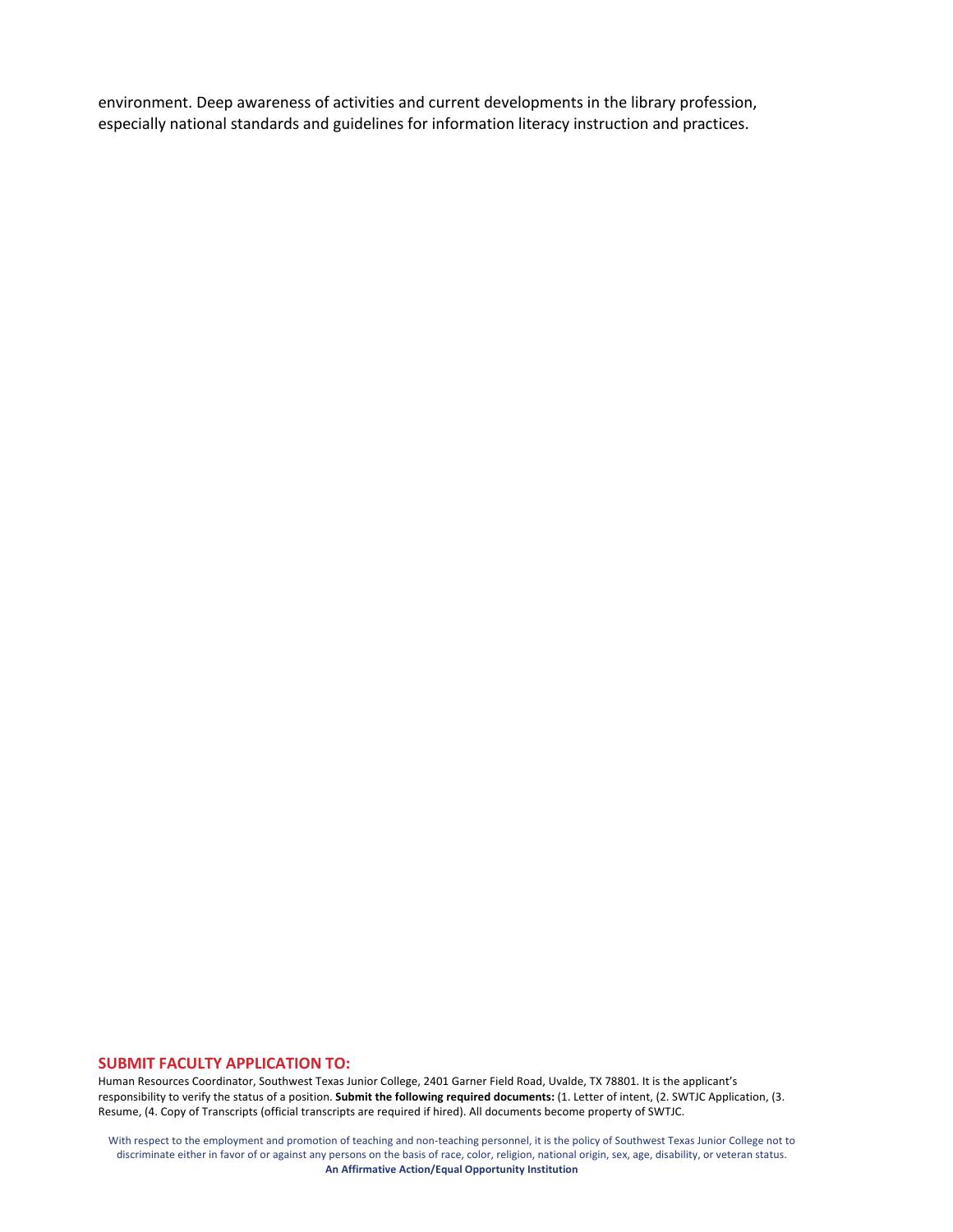environment. Deep awareness of activities and current developments in the library profession, especially national standards and guidelines for information literacy instruction and practices.

## SUBMIT FACULTY APPLICATION TO:

Human Resources Coordinator, Southwest Texas Junior College, 2401 Garner Field Road, Uvalde, TX 78801. It is the applicant's responsibility to verify the status of a position. **Submit the following required documents:** (1. Letter of intent, (2. SWTJC Application, (3. Resume, (4. Copy of Transcripts (official transcripts are required if hired). All documents become property of SWTJC.

With respect to the employment and promotion of teaching and non-teaching personnel, it is the policy of Southwest Texas Junior College not to discriminate either in favor of or against any persons on the basis of race, color, religion, national origin, sex, age, disability, or veteran status.

**An Affirmative Action/Equal Opportunity Institution**